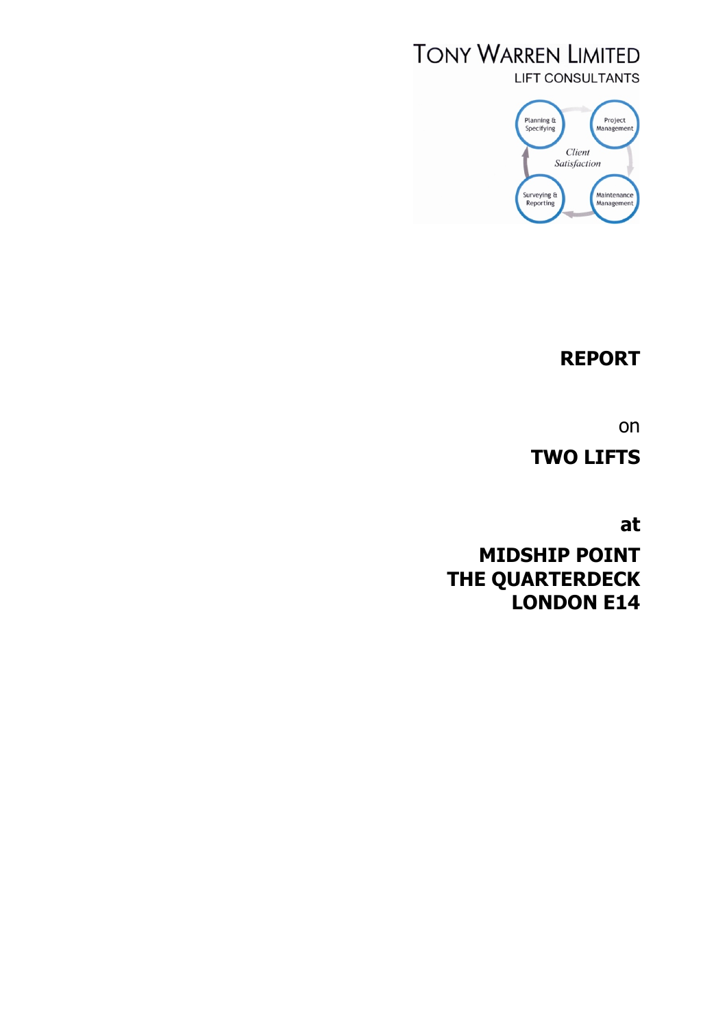TONY WARREN LIMITED
LIFT CONSULTANTS

Planning & Specifying
Project Management
Client Satisfaction
Surveying & Reporting
Maintenance Management

# REPORT

on

# TWO LIFTS

at

# MIDSHIP POINT
# THE QUARTERDECK
# LONDON E14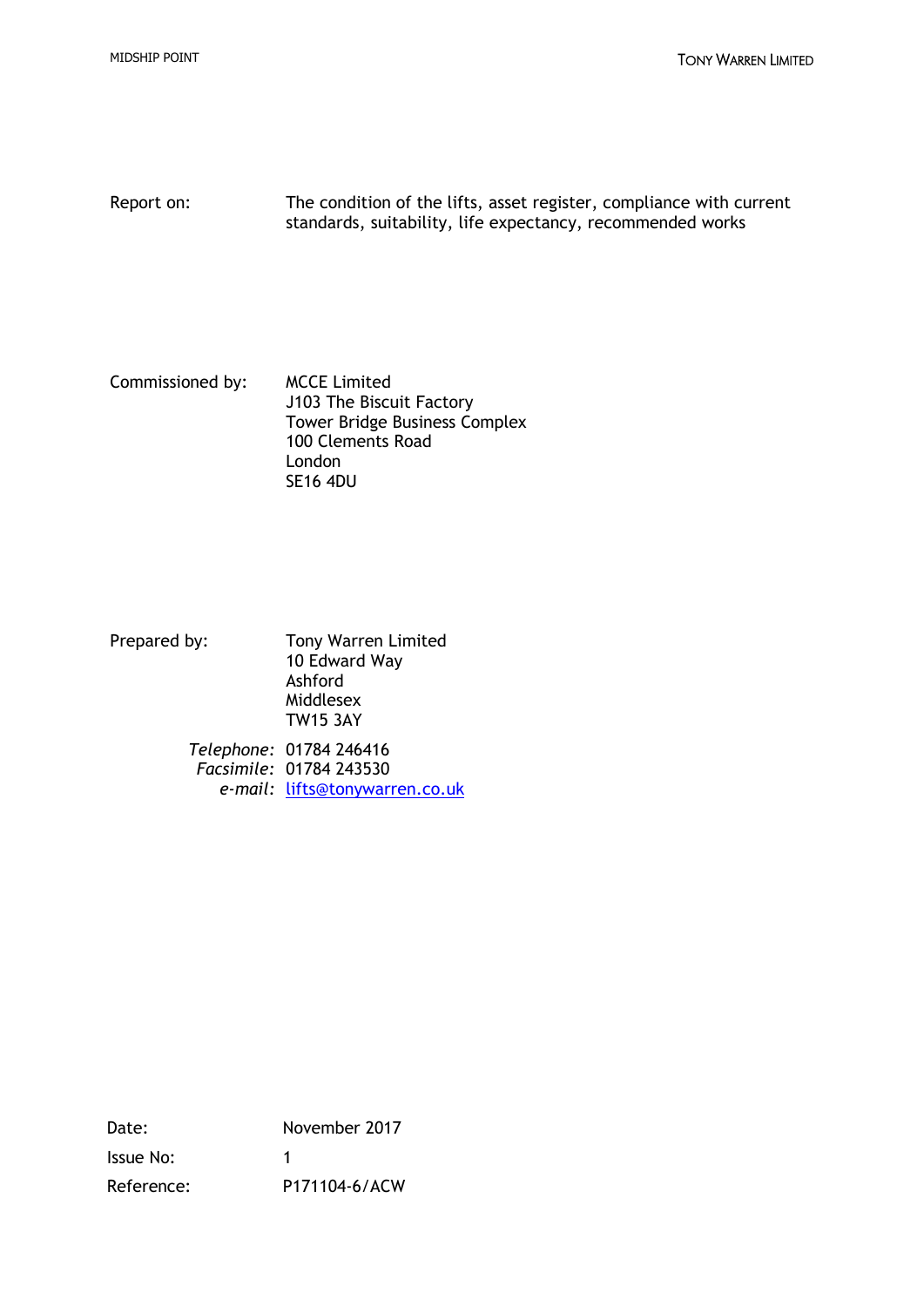| | |
|---|---|
| Report on: | The condition of the lifts, asset register, compliance with current standards, suitability, life expectancy, recommended works |

| | |
|---|---|
| Commissioned by: | MCCE Limited<br>J103 The Biscuit Factory<br>Tower Bridge Business Complex<br>100 Clements Road<br>London<br>SE16 4DU |

| | |
|---|---|
| Prepared by: | Tony Warren Limited<br>10 Edward Way<br>Ashford<br>Middlesex<br>TW15 3AY |
| *Telephone:* | 01784 246416 |
| *Facsimile:* | 01784 243530 |
| *e-mail:* | lifts@tonywarren.co.uk |

| | |
|---|---|
| Date: | November 2017 |
| Issue No: | 1 |
| Reference: | P171104-6/ACW |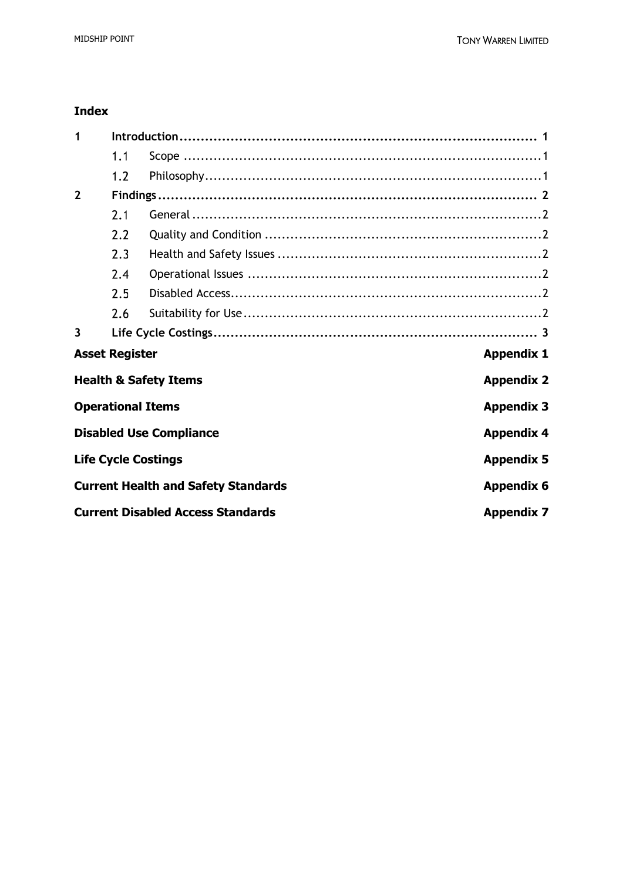**Index**

| | | | |
|---|---|---|---|
| **1** | **Introduction** | | **1** |
| | 1.1 | Scope | 1 |
| | 1.2 | Philosophy | 1 |
| **2** | **Findings** | | **2** |
| | 2.1 | General | 2 |
| | 2.2 | Quality and Condition | 2 |
| | 2.3 | Health and Safety Issues | 2 |
| | 2.4 | Operational Issues | 2 |
| | 2.5 | Disabled Access | 2 |
| | 2.6 | Suitability for Use | 2 |
| **3** | **Life Cycle Costings** | | **3** |

| | |
|---|---|
| **Asset Register** | **Appendix 1** |
| **Health & Safety Items** | **Appendix 2** |
| **Operational Items** | **Appendix 3** |
| **Disabled Use Compliance** | **Appendix 4** |
| **Life Cycle Costings** | **Appendix 5** |
| **Current Health and Safety Standards** | **Appendix 6** |
| **Current Disabled Access Standards** | **Appendix 7** |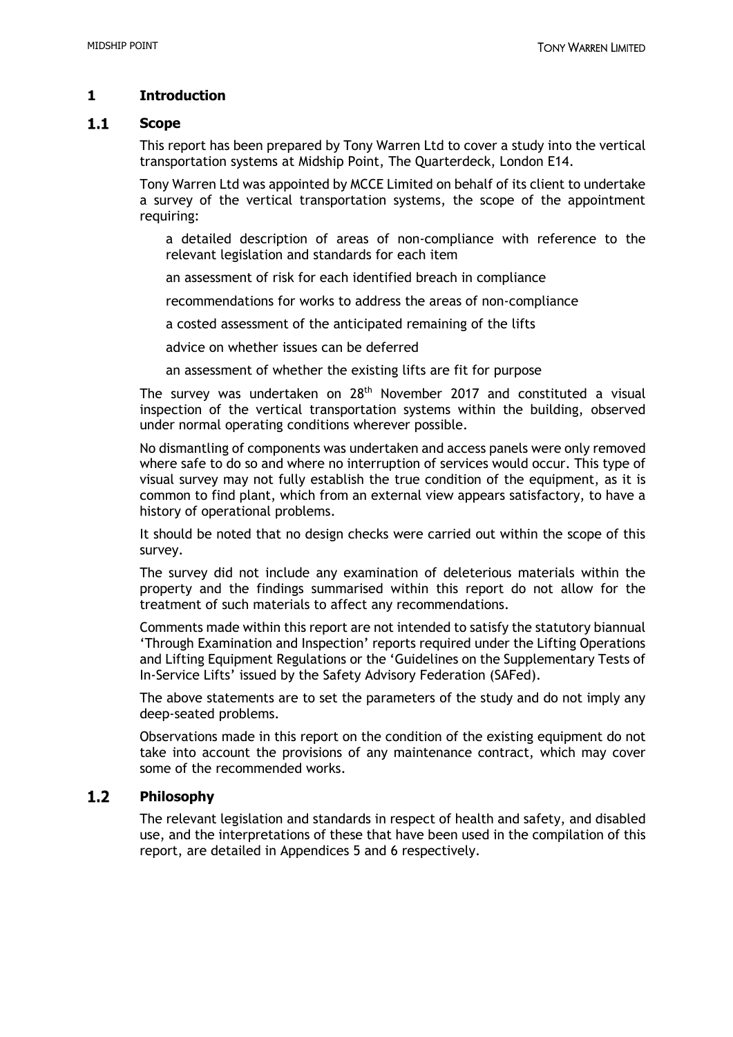# 1 Introduction

## 1.1 Scope

This report has been prepared by Tony Warren Ltd to cover a study into the vertical transportation systems at Midship Point, The Quarterdeck, London E14.

Tony Warren Ltd was appointed by MCCE Limited on behalf of its client to undertake a survey of the vertical transportation systems, the scope of the appointment requiring:

- a detailed description of areas of non-compliance with reference to the relevant legislation and standards for each item
- an assessment of risk for each identified breach in compliance
- recommendations for works to address the areas of non-compliance
- a costed assessment of the anticipated remaining of the lifts
- advice on whether issues can be deferred
- an assessment of whether the existing lifts are fit for purpose

The survey was undertaken on 28th November 2017 and constituted a visual inspection of the vertical transportation systems within the building, observed under normal operating conditions wherever possible.

No dismantling of components was undertaken and access panels were only removed where safe to do so and where no interruption of services would occur. This type of visual survey may not fully establish the true condition of the equipment, as it is common to find plant, which from an external view appears satisfactory, to have a history of operational problems.

It should be noted that no design checks were carried out within the scope of this survey.

The survey did not include any examination of deleterious materials within the property and the findings summarised within this report do not allow for the treatment of such materials to affect any recommendations.

Comments made within this report are not intended to satisfy the statutory biannual 'Through Examination and Inspection' reports required under the Lifting Operations and Lifting Equipment Regulations or the 'Guidelines on the Supplementary Tests of In-Service Lifts' issued by the Safety Advisory Federation (SAFed).

The above statements are to set the parameters of the study and do not imply any deep-seated problems.

Observations made in this report on the condition of the existing equipment do not take into account the provisions of any maintenance contract, which may cover some of the recommended works.

## 1.2 Philosophy

The relevant legislation and standards in respect of health and safety, and disabled use, and the interpretations of these that have been used in the compilation of this report, are detailed in Appendices 5 and 6 respectively.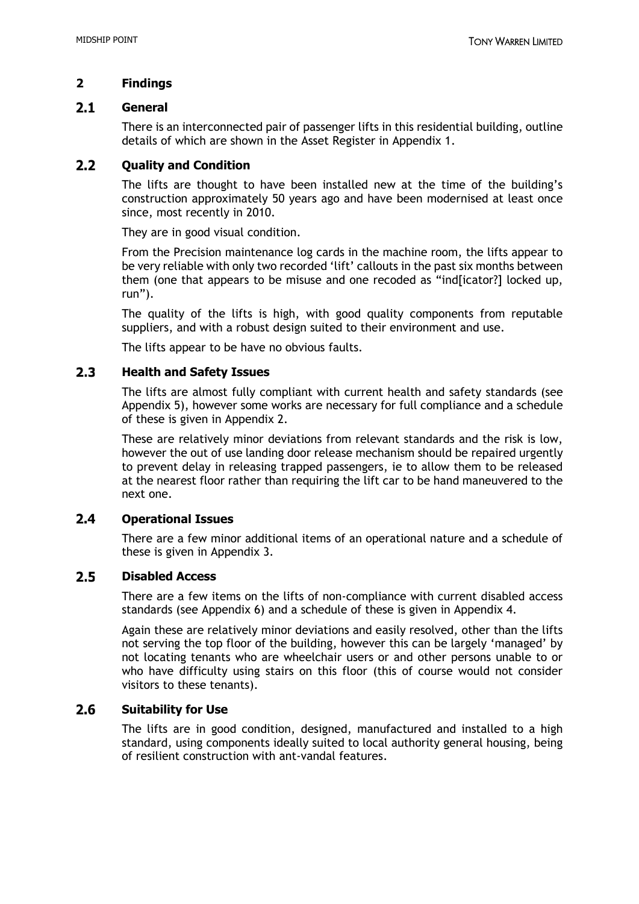## 2 Findings

### 2.1 General

There is an interconnected pair of passenger lifts in this residential building, outline details of which are shown in the Asset Register in Appendix 1.

### 2.2 Quality and Condition

The lifts are thought to have been installed new at the time of the building's construction approximately 50 years ago and have been modernised at least once since, most recently in 2010.

They are in good visual condition.

From the Precision maintenance log cards in the machine room, the lifts appear to be very reliable with only two recorded 'lift' callouts in the past six months between them (one that appears to be misuse and one recoded as "ind[icator?] locked up, run").

The quality of the lifts is high, with good quality components from reputable suppliers, and with a robust design suited to their environment and use.

The lifts appear to be have no obvious faults.

### 2.3 Health and Safety Issues

The lifts are almost fully compliant with current health and safety standards (see Appendix 5), however some works are necessary for full compliance and a schedule of these is given in Appendix 2.

These are relatively minor deviations from relevant standards and the risk is low, however the out of use landing door release mechanism should be repaired urgently to prevent delay in releasing trapped passengers, ie to allow them to be released at the nearest floor rather than requiring the lift car to be hand maneuvered to the next one.

### 2.4 Operational Issues

There are a few minor additional items of an operational nature and a schedule of these is given in Appendix 3.

### 2.5 Disabled Access

There are a few items on the lifts of non-compliance with current disabled access standards (see Appendix 6) and a schedule of these is given in Appendix 4.

Again these are relatively minor deviations and easily resolved, other than the lifts not serving the top floor of the building, however this can be largely 'managed' by not locating tenants who are wheelchair users or and other persons unable to or who have difficulty using stairs on this floor (this of course would not consider visitors to these tenants).

### 2.6 Suitability for Use

The lifts are in good condition, designed, manufactured and installed to a high standard, using components ideally suited to local authority general housing, being of resilient construction with ant-vandal features.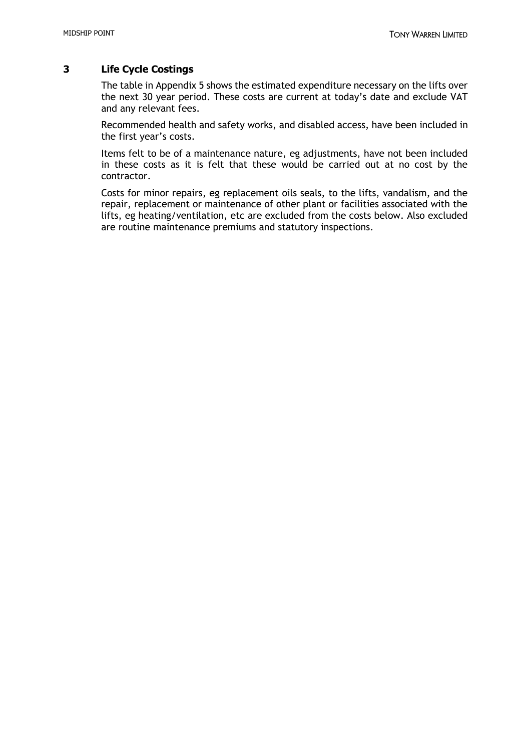## 3 Life Cycle Costings

The table in Appendix 5 shows the estimated expenditure necessary on the lifts over the next 30 year period. These costs are current at today's date and exclude VAT and any relevant fees.

Recommended health and safety works, and disabled access, have been included in the first year's costs.

Items felt to be of a maintenance nature, eg adjustments, have not been included in these costs as it is felt that these would be carried out at no cost by the contractor.

Costs for minor repairs, eg replacement oils seals, to the lifts, vandalism, and the repair, replacement or maintenance of other plant or facilities associated with the lifts, eg heating/ventilation, etc are excluded from the costs below. Also excluded are routine maintenance premiums and statutory inspections.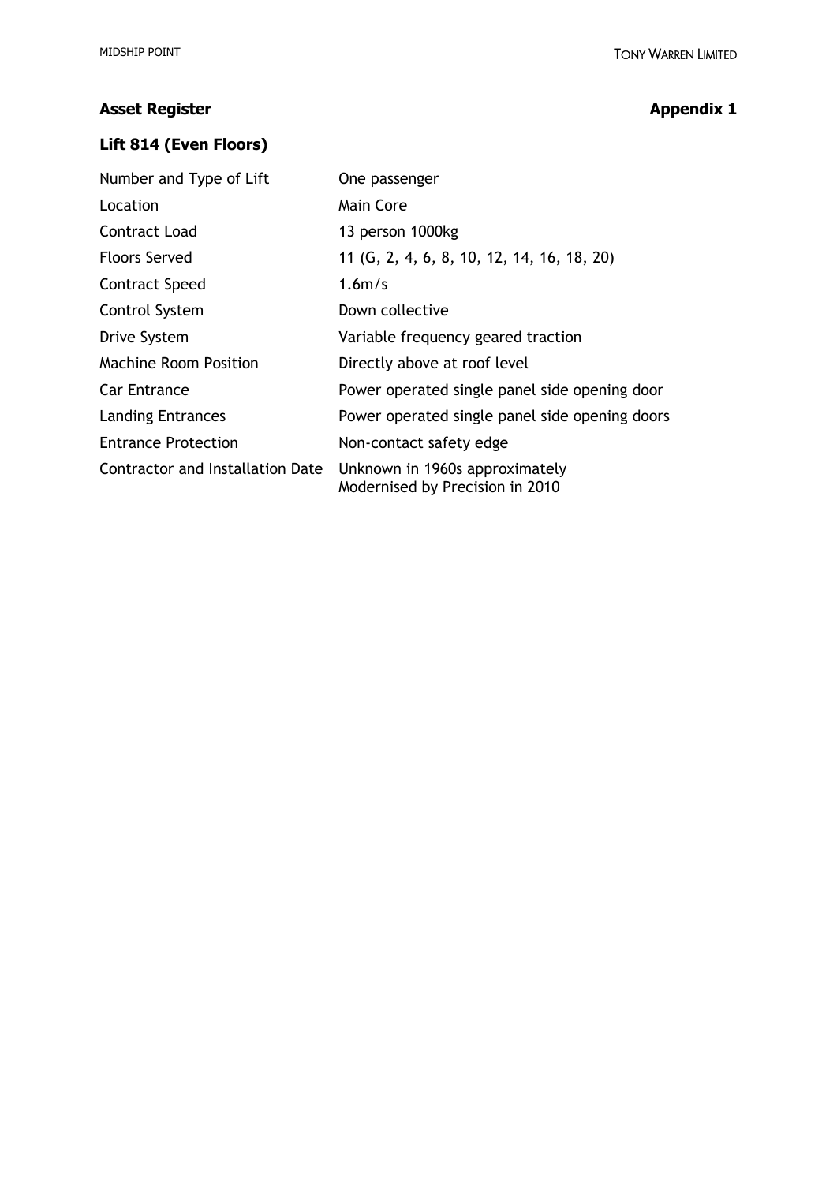**Asset Register** **Appendix 1**

### Lift 814 (Even Floors)

| | |
|---|---|
| Number and Type of Lift | One passenger |
| Location | Main Core |
| Contract Load | 13 person 1000kg |
| Floors Served | 11 (G, 2, 4, 6, 8, 10, 12, 14, 16, 18, 20) |
| Contract Speed | 1.6m/s |
| Control System | Down collective |
| Drive System | Variable frequency geared traction |
| Machine Room Position | Directly above at roof level |
| Car Entrance | Power operated single panel side opening door |
| Landing Entrances | Power operated single panel side opening doors |
| Entrance Protection | Non-contact safety edge |
| Contractor and Installation Date | Unknown in 1960s approximately<br>Modernised by Precision in 2010 |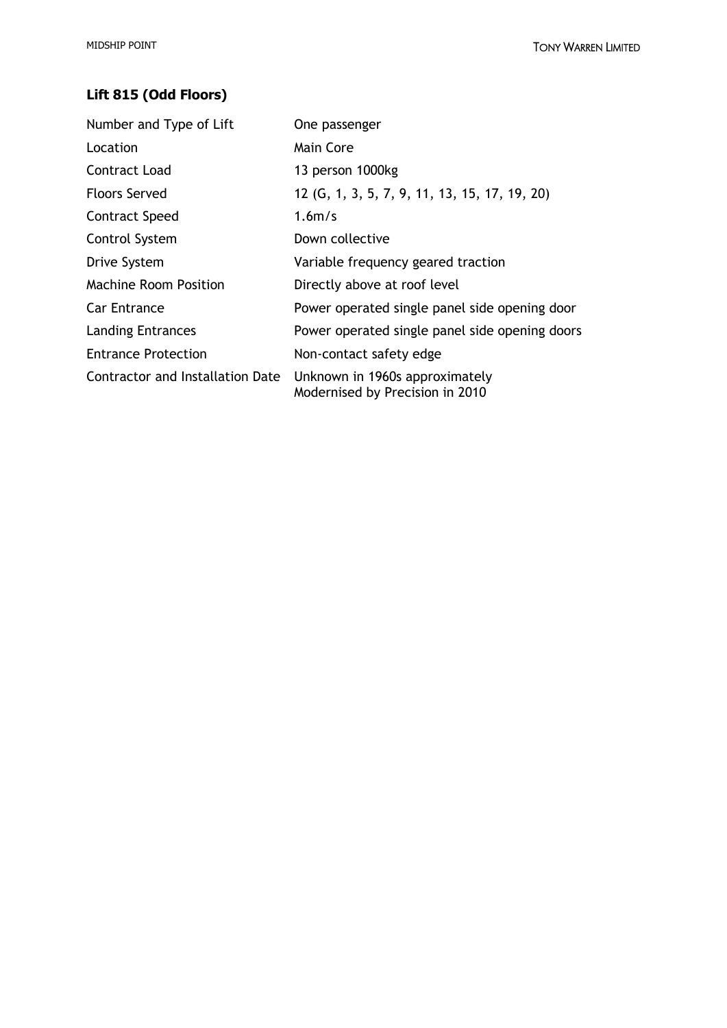### Lift 815 (Odd Floors)

| | |
|---|---|
| Number and Type of Lift | One passenger |
| Location | Main Core |
| Contract Load | 13 person 1000kg |
| Floors Served | 12 (G, 1, 3, 5, 7, 9, 11, 13, 15, 17, 19, 20) |
| Contract Speed | 1.6m/s |
| Control System | Down collective |
| Drive System | Variable frequency geared traction |
| Machine Room Position | Directly above at roof level |
| Car Entrance | Power operated single panel side opening door |
| Landing Entrances | Power operated single panel side opening doors |
| Entrance Protection | Non-contact safety edge |
| Contractor and Installation Date | Unknown in 1960s approximately<br>Modernised by Precision in 2010 |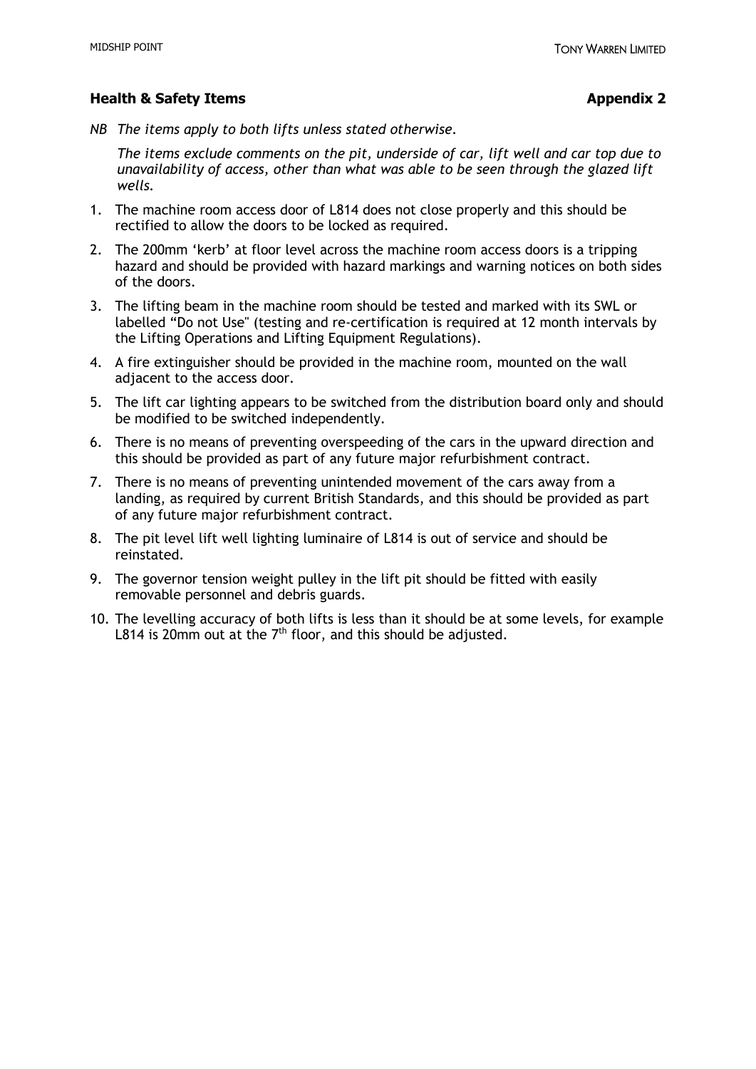## Health & Safety Items — Appendix 2

*NB The items apply to both lifts unless stated otherwise.*

*The items exclude comments on the pit, underside of car, lift well and car top due to unavailability of access, other than what was able to be seen through the glazed lift wells.*

1. The machine room access door of L814 does not close properly and this should be rectified to allow the doors to be locked as required.
2. The 200mm 'kerb' at floor level across the machine room access doors is a tripping hazard and should be provided with hazard markings and warning notices on both sides of the doors.
3. The lifting beam in the machine room should be tested and marked with its SWL or labelled "Do not Use" (testing and re-certification is required at 12 month intervals by the Lifting Operations and Lifting Equipment Regulations).
4. A fire extinguisher should be provided in the machine room, mounted on the wall adjacent to the access door.
5. The lift car lighting appears to be switched from the distribution board only and should be modified to be switched independently.
6. There is no means of preventing overspeeding of the cars in the upward direction and this should be provided as part of any future major refurbishment contract.
7. There is no means of preventing unintended movement of the cars away from a landing, as required by current British Standards, and this should be provided as part of any future major refurbishment contract.
8. The pit level lift well lighting luminaire of L814 is out of service and should be reinstated.
9. The governor tension weight pulley in the lift pit should be fitted with easily removable personnel and debris guards.
10. The levelling accuracy of both lifts is less than it should be at some levels, for example L814 is 20mm out at the 7th floor, and this should be adjusted.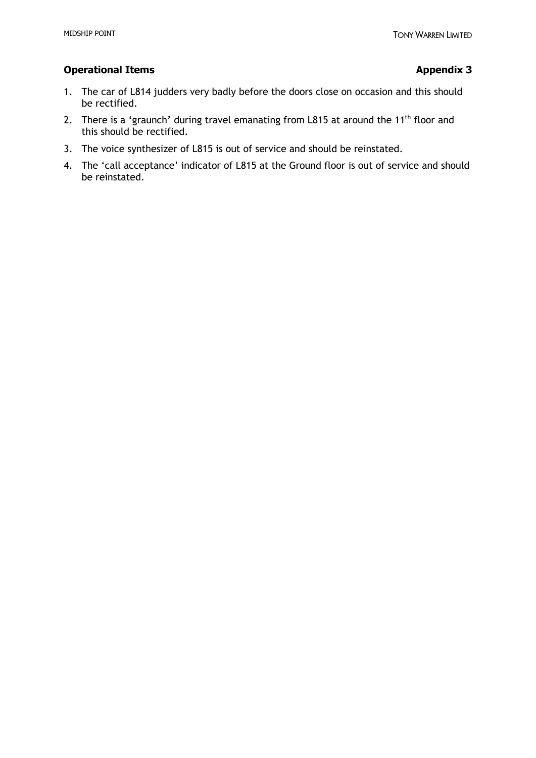## Operational Items — Appendix 3

1. The car of L814 judders very badly before the doors close on occasion and this should be rectified.
2. There is a 'graunch' during travel emanating from L815 at around the 11th floor and this should be rectified.
3. The voice synthesizer of L815 is out of service and should be reinstated.
4. The 'call acceptance' indicator of L815 at the Ground floor is out of service and should be reinstated.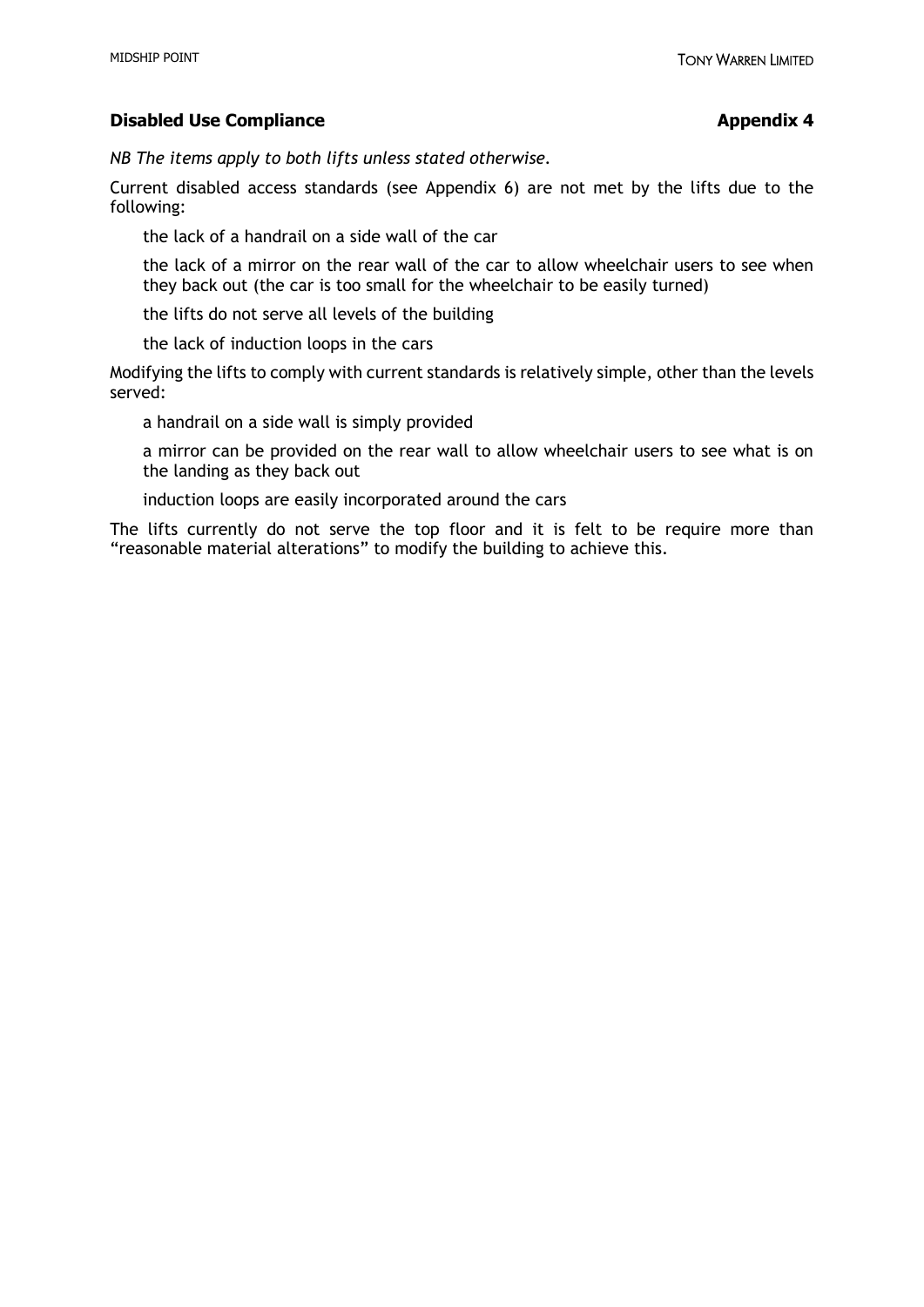## Disabled Use Compliance — Appendix 4

*NB The items apply to both lifts unless stated otherwise.*

Current disabled access standards (see Appendix 6) are not met by the lifts due to the following:

- the lack of a handrail on a side wall of the car
- the lack of a mirror on the rear wall of the car to allow wheelchair users to see when they back out (the car is too small for the wheelchair to be easily turned)
- the lifts do not serve all levels of the building
- the lack of induction loops in the cars

Modifying the lifts to comply with current standards is relatively simple, other than the levels served:

- a handrail on a side wall is simply provided
- a mirror can be provided on the rear wall to allow wheelchair users to see what is on the landing as they back out
- induction loops are easily incorporated around the cars

The lifts currently do not serve the top floor and it is felt to be require more than "reasonable material alterations" to modify the building to achieve this.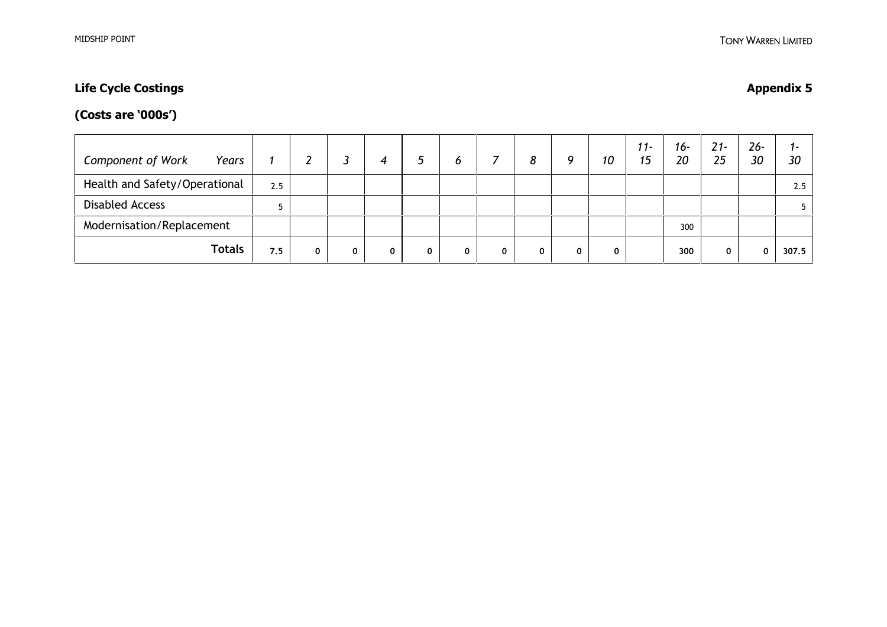## Life Cycle Costings

**Appendix 5**

### (Costs are '000s')

| *Component of Work* *Years* | *1* | *2* | *3* | *4* | *5* | *6* | *7* | *8* | *9* | *10* | *11-15* | *16-20* | *21-25* | *26-30* | *1-30* |
|---|---|---|---|---|---|---|---|---|---|---|---|---|---|---|---|
| Health and Safety/Operational | 2.5 | | | | | | | | | | | | | | 2.5 |
| Disabled Access | 5 | | | | | | | | | | | | | | 5 |
| Modernisation/Replacement | | | | | | | | | | | | 300 | | | |
| **Totals** | **7.5** | **0** | **0** | **0** | **0** | **0** | **0** | **0** | **0** | **0** | | **300** | **0** | **0** | **307.5** |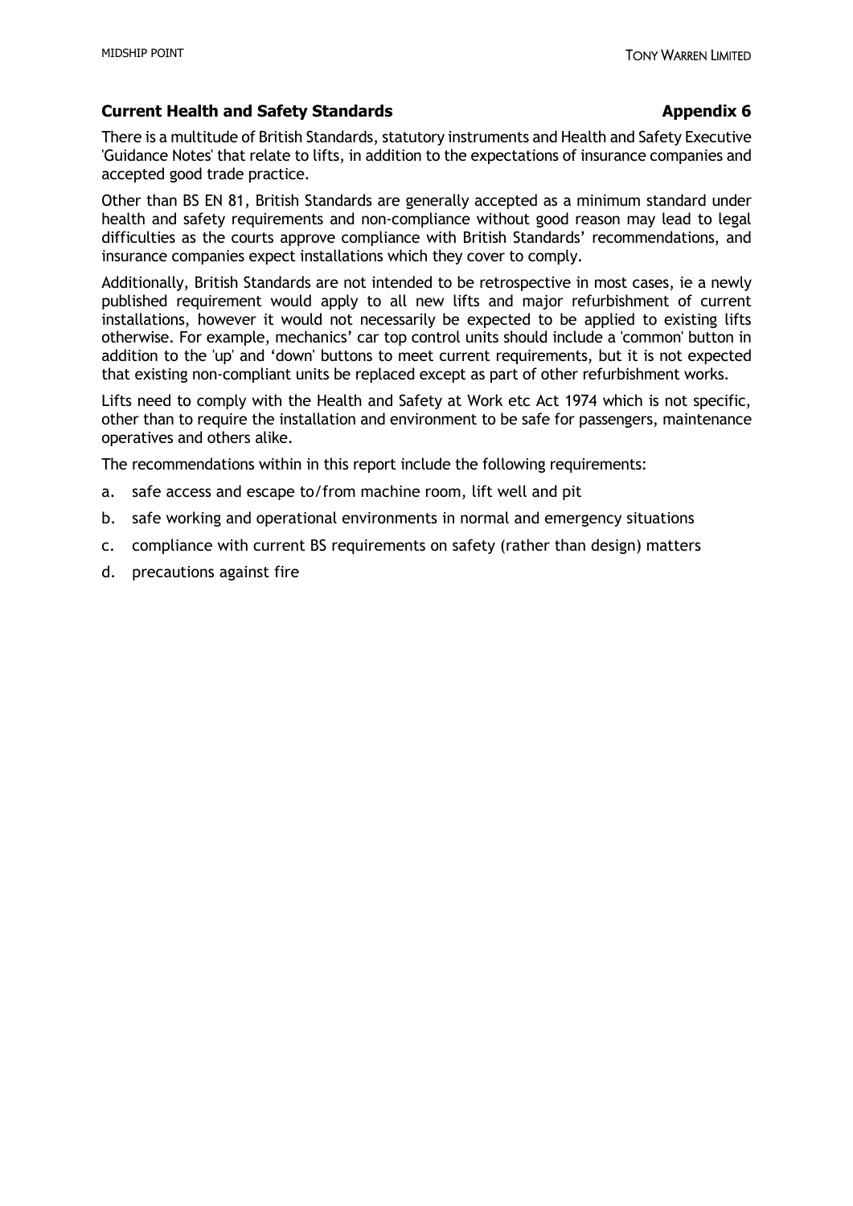## Current Health and Safety Standards — Appendix 6

There is a multitude of British Standards, statutory instruments and Health and Safety Executive 'Guidance Notes' that relate to lifts, in addition to the expectations of insurance companies and accepted good trade practice.

Other than BS EN 81, British Standards are generally accepted as a minimum standard under health and safety requirements and non-compliance without good reason may lead to legal difficulties as the courts approve compliance with British Standards' recommendations, and insurance companies expect installations which they cover to comply.

Additionally, British Standards are not intended to be retrospective in most cases, ie a newly published requirement would apply to all new lifts and major refurbishment of current installations, however it would not necessarily be expected to be applied to existing lifts otherwise. For example, mechanics' car top control units should include a 'common' button in addition to the 'up' and 'down' buttons to meet current requirements, but it is not expected that existing non-compliant units be replaced except as part of other refurbishment works.

Lifts need to comply with the Health and Safety at Work etc Act 1974 which is not specific, other than to require the installation and environment to be safe for passengers, maintenance operatives and others alike.

The recommendations within in this report include the following requirements:

a. safe access and escape to/from machine room, lift well and pit
b. safe working and operational environments in normal and emergency situations
c. compliance with current BS requirements on safety (rather than design) matters
d. precautions against fire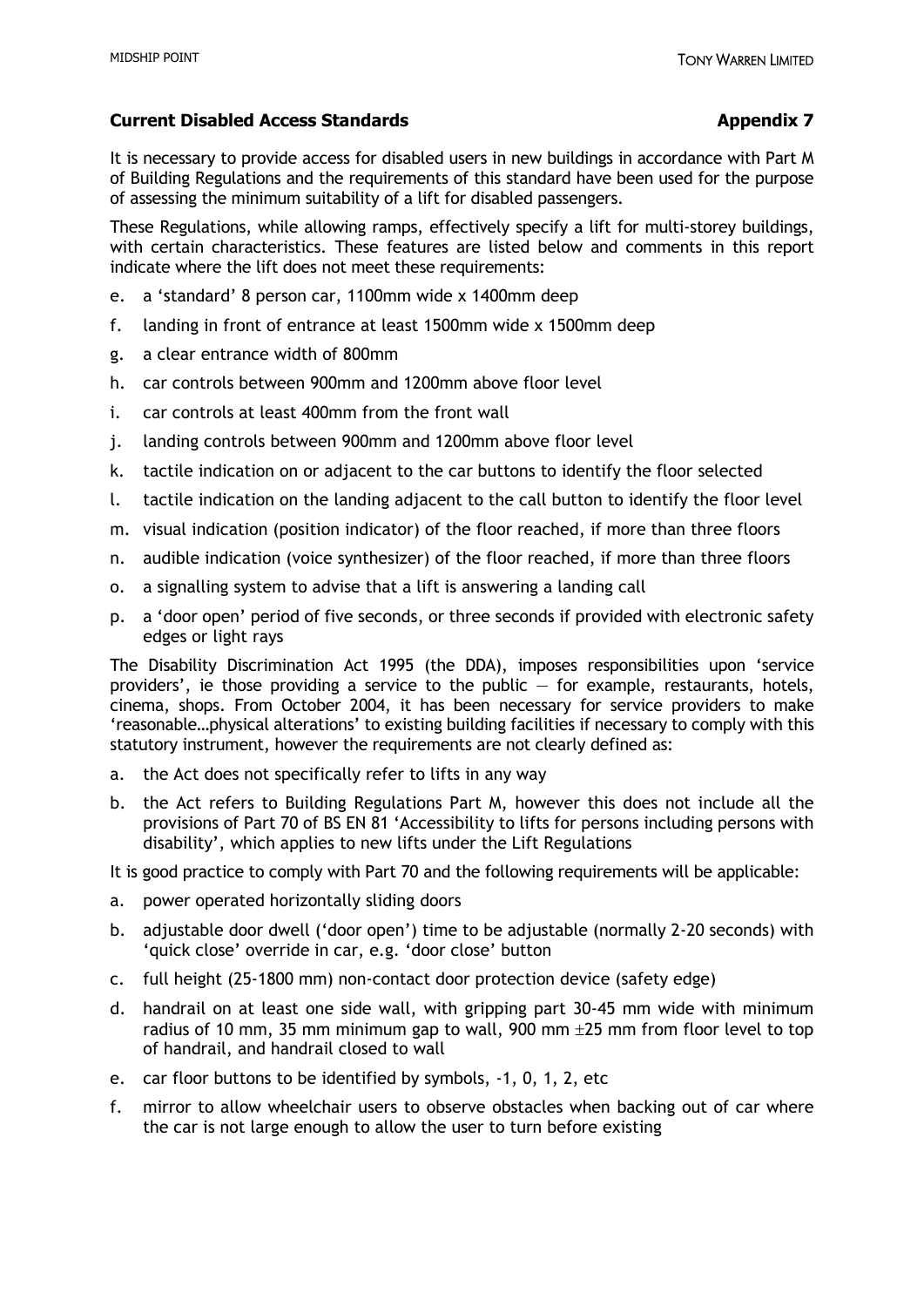## Current Disabled Access Standards **Appendix 7**

It is necessary to provide access for disabled users in new buildings in accordance with Part M of Building Regulations and the requirements of this standard have been used for the purpose of assessing the minimum suitability of a lift for disabled passengers.

These Regulations, while allowing ramps, effectively specify a lift for multi-storey buildings, with certain characteristics. These features are listed below and comments in this report indicate where the lift does not meet these requirements:

e. a 'standard' 8 person car, 1100mm wide x 1400mm deep

f. landing in front of entrance at least 1500mm wide x 1500mm deep

g. a clear entrance width of 800mm

h. car controls between 900mm and 1200mm above floor level

i. car controls at least 400mm from the front wall

j. landing controls between 900mm and 1200mm above floor level

k. tactile indication on or adjacent to the car buttons to identify the floor selected

l. tactile indication on the landing adjacent to the call button to identify the floor level

m. visual indication (position indicator) of the floor reached, if more than three floors

n. audible indication (voice synthesizer) of the floor reached, if more than three floors

o. a signalling system to advise that a lift is answering a landing call

p. a 'door open' period of five seconds, or three seconds if provided with electronic safety edges or light rays

The Disability Discrimination Act 1995 (the DDA), imposes responsibilities upon 'service providers', ie those providing a service to the public — for example, restaurants, hotels, cinema, shops. From October 2004, it has been necessary for service providers to make 'reasonable…physical alterations' to existing building facilities if necessary to comply with this statutory instrument, however the requirements are not clearly defined as:

a. the Act does not specifically refer to lifts in any way

b. the Act refers to Building Regulations Part M, however this does not include all the provisions of Part 70 of BS EN 81 'Accessibility to lifts for persons including persons with disability', which applies to new lifts under the Lift Regulations

It is good practice to comply with Part 70 and the following requirements will be applicable:

a. power operated horizontally sliding doors

b. adjustable door dwell ('door open') time to be adjustable (normally 2-20 seconds) with 'quick close' override in car, e.g. 'door close' button

c. full height (25-1800 mm) non-contact door protection device (safety edge)

d. handrail on at least one side wall, with gripping part 30-45 mm wide with minimum radius of 10 mm, 35 mm minimum gap to wall, 900 mm ±25 mm from floor level to top of handrail, and handrail closed to wall

e. car floor buttons to be identified by symbols, -1, 0, 1, 2, etc

f. mirror to allow wheelchair users to observe obstacles when backing out of car where the car is not large enough to allow the user to turn before existing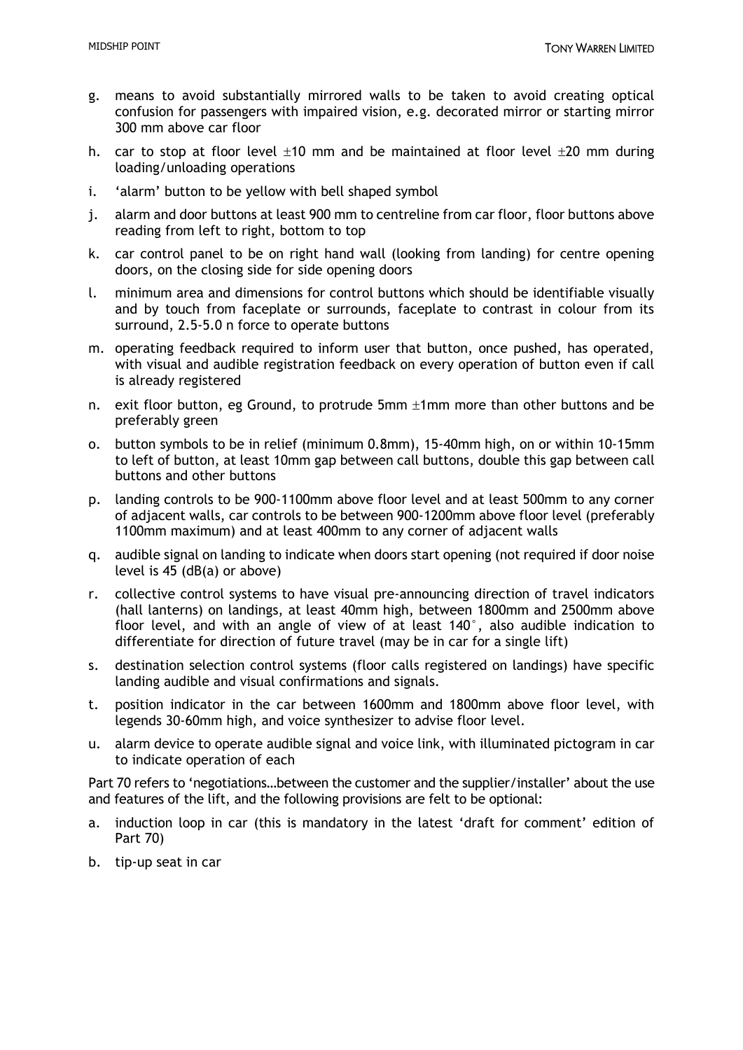g. means to avoid substantially mirrored walls to be taken to avoid creating optical confusion for passengers with impaired vision, e.g. decorated mirror or starting mirror 300 mm above car floor

h. car to stop at floor level ±10 mm and be maintained at floor level ±20 mm during loading/unloading operations

i. 'alarm' button to be yellow with bell shaped symbol

j. alarm and door buttons at least 900 mm to centreline from car floor, floor buttons above reading from left to right, bottom to top

k. car control panel to be on right hand wall (looking from landing) for centre opening doors, on the closing side for side opening doors

l. minimum area and dimensions for control buttons which should be identifiable visually and by touch from faceplate or surrounds, faceplate to contrast in colour from its surround, 2.5-5.0 n force to operate buttons

m. operating feedback required to inform user that button, once pushed, has operated, with visual and audible registration feedback on every operation of button even if call is already registered

n. exit floor button, eg Ground, to protrude 5mm ±1mm more than other buttons and be preferably green

o. button symbols to be in relief (minimum 0.8mm), 15-40mm high, on or within 10-15mm to left of button, at least 10mm gap between call buttons, double this gap between call buttons and other buttons

p. landing controls to be 900-1100mm above floor level and at least 500mm to any corner of adjacent walls, car controls to be between 900-1200mm above floor level (preferably 1100mm maximum) and at least 400mm to any corner of adjacent walls

q. audible signal on landing to indicate when doors start opening (not required if door noise level is 45 (dB(a) or above)

r. collective control systems to have visual pre-announcing direction of travel indicators (hall lanterns) on landings, at least 40mm high, between 1800mm and 2500mm above floor level, and with an angle of view of at least 140°, also audible indication to differentiate for direction of future travel (may be in car for a single lift)

s. destination selection control systems (floor calls registered on landings) have specific landing audible and visual confirmations and signals.

t. position indicator in the car between 1600mm and 1800mm above floor level, with legends 30-60mm high, and voice synthesizer to advise floor level.

u. alarm device to operate audible signal and voice link, with illuminated pictogram in car to indicate operation of each

Part 70 refers to 'negotiations…between the customer and the supplier/installer' about the use and features of the lift, and the following provisions are felt to be optional:

a. induction loop in car (this is mandatory in the latest 'draft for comment' edition of Part 70)

b. tip-up seat in car